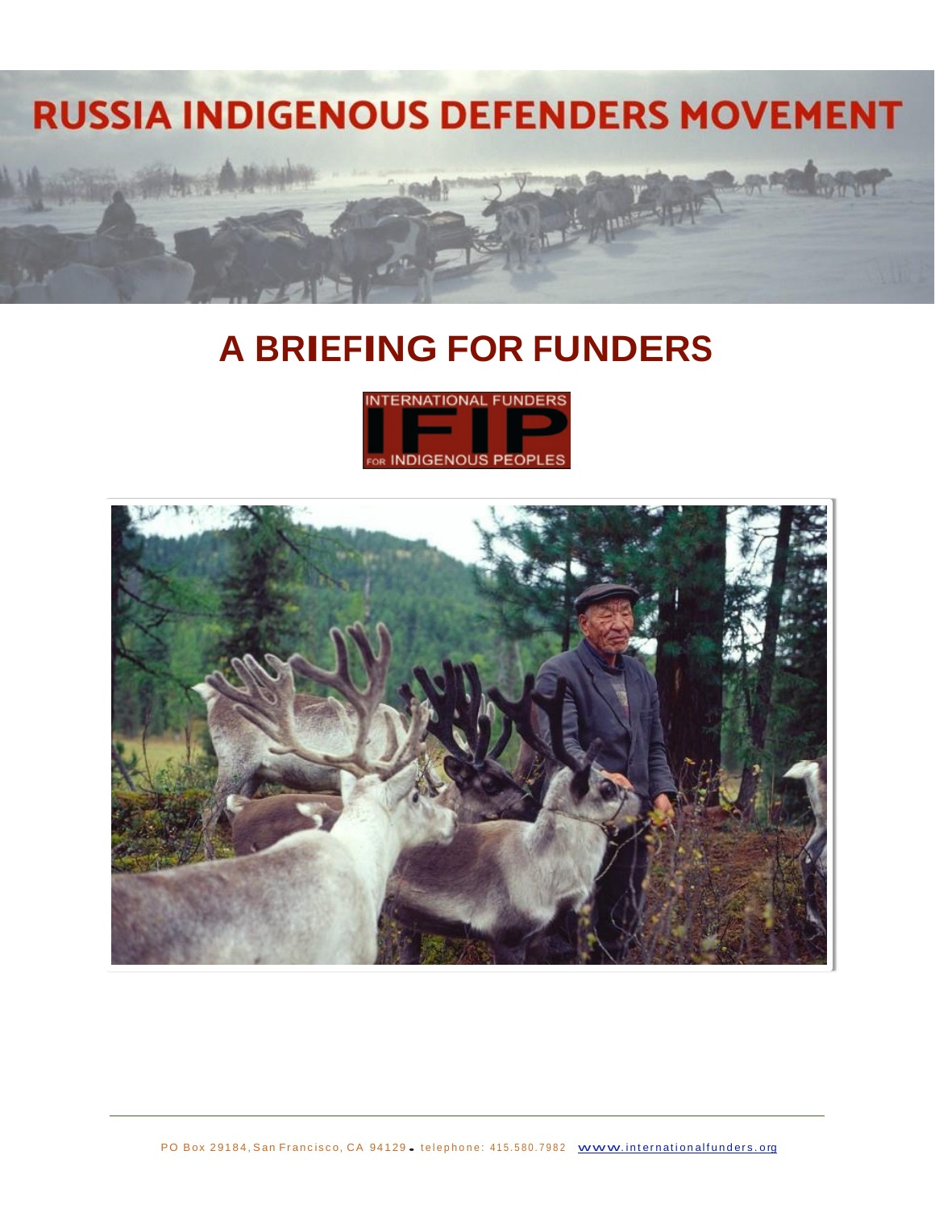# RUSSIA INDIGENOUS DEFENDERS MOVEMENT

## A BRIEFING FOR FUNDERS

INTERNATIONAL FUNDERS IFIP FOR INDIGENOUS PEOPLES

PO Box 29184, San Francisco, CA 94129 . telephone: 415.580.7982 www.internationalfunders.org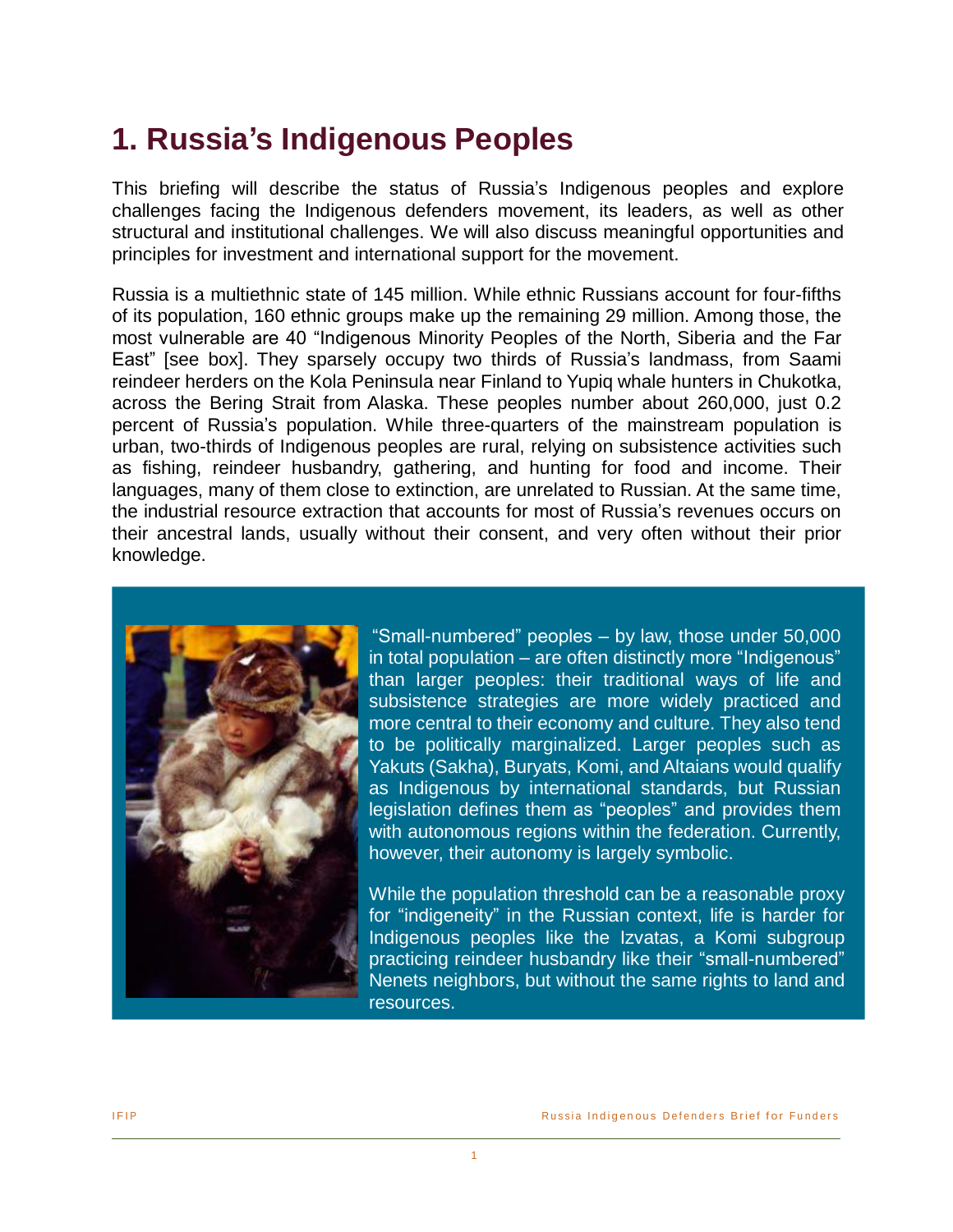# 1. Russia's Indigenous Peoples

This briefing will describe the status of Russia's Indigenous peoples and explore challenges facing the Indigenous defenders movement, its leaders, as well as other structural and institutional challenges. We will also discuss meaningful opportunities and principles for investment and international support for the movement.

Russia is a multiethnic state of 145 million. While ethnic Russians account for four-fifths of its population, 160 ethnic groups make up the remaining 29 million. Among those, the most vulnerable are 40 "Indigenous Minority Peoples of the North, Siberia and the Far East" [see box]. They sparsely occupy two thirds of Russia's landmass, from Saami reindeer herders on the Kola Peninsula near Finland to Yupiq whale hunters in Chukotka, across the Bering Strait from Alaska. These peoples number about 260,000, just 0.2 percent of Russia's population. While three-quarters of the mainstream population is urban, two-thirds of Indigenous peoples are rural, relying on subsistence activities such as fishing, reindeer husbandry, gathering, and hunting for food and income. Their languages, many of them close to extinction, are unrelated to Russian. At the same time, the industrial resource extraction that accounts for most of Russia's revenues occurs on their ancestral lands, usually without their consent, and very often without their prior knowledge.

"Small-numbered" peoples – by law, those under 50,000 in total population – are often distinctly more "Indigenous" than larger peoples: their traditional ways of life and subsistence strategies are more widely practiced and more central to their economy and culture. They also tend to be politically marginalized. Larger peoples such as Yakuts (Sakha), Buryats, Komi, and Altaians would qualify as Indigenous by international standards, but Russian legislation defines them as "peoples" and provides them with autonomous regions within the federation. Currently, however, their autonomy is largely symbolic.

While the population threshold can be a reasonable proxy for "indigeneity" in the Russian context, life is harder for Indigenous peoples like the Izvatas, a Komi subgroup practicing reindeer husbandry like their "small-numbered" Nenets neighbors, but without the same rights to land and resources.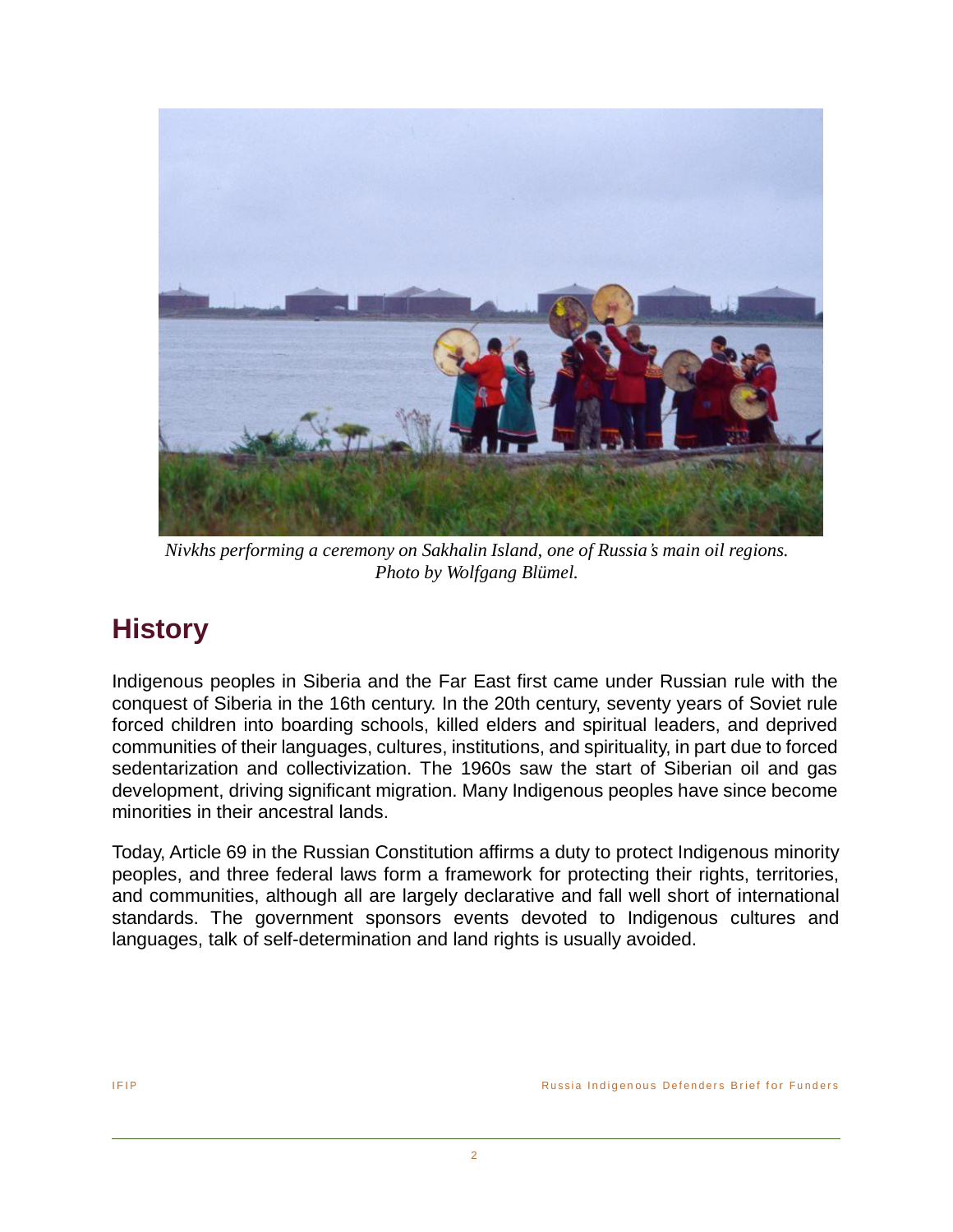*Nivkhs performing a ceremony on Sakhalin Island, one of Russia's main oil regions. Photo by Wolfgang Blümel.*

## History

Indigenous peoples in Siberia and the Far East first came under Russian rule with the conquest of Siberia in the 16th century. In the 20th century, seventy years of Soviet rule forced children into boarding schools, killed elders and spiritual leaders, and deprived communities of their languages, cultures, institutions, and spirituality, in part due to forced sedentarization and collectivization. The 1960s saw the start of Siberian oil and gas development, driving significant migration. Many Indigenous peoples have since become minorities in their ancestral lands.

Today, Article 69 in the Russian Constitution affirms a duty to protect Indigenous minority peoples, and three federal laws form a framework for protecting their rights, territories, and communities, although all are largely declarative and fall well short of international standards. The government sponsors events devoted to Indigenous cultures and languages, talk of self-determination and land rights is usually avoided.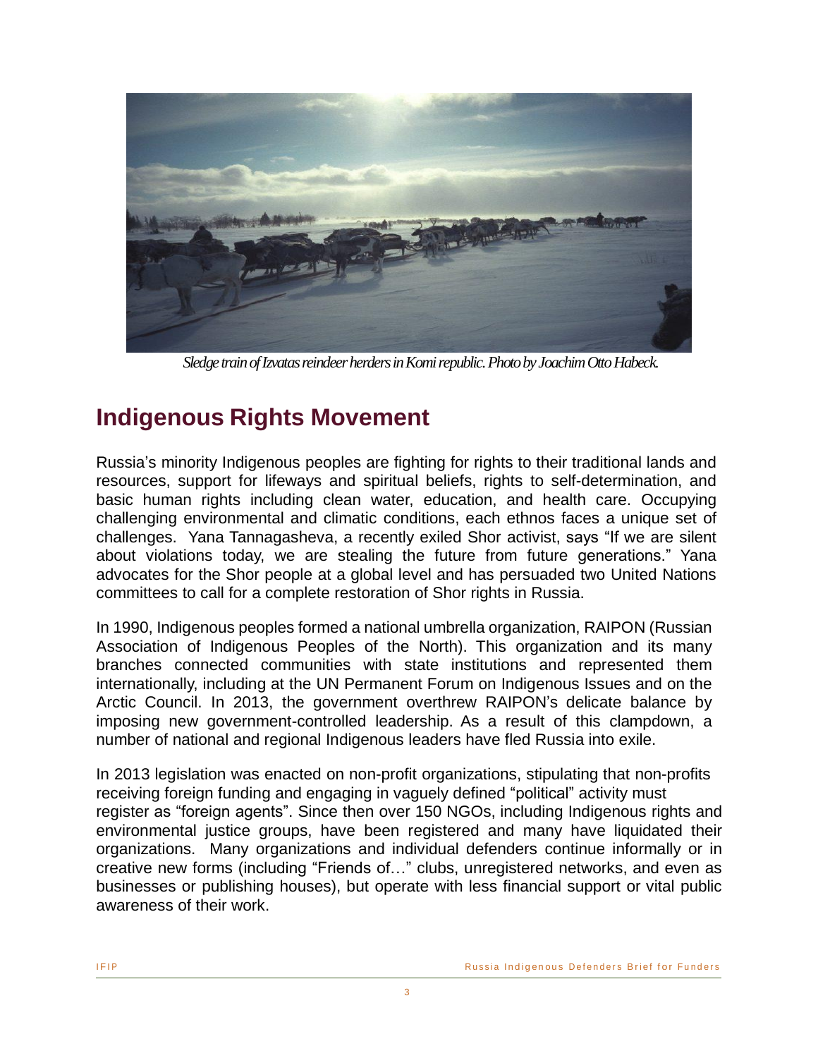*Sledge train of Izvatas reindeer herders in Komi republic. Photo by Joachim Otto Habeck.*

## Indigenous Rights Movement

Russia's minority Indigenous peoples are fighting for rights to their traditional lands and resources, support for lifeways and spiritual beliefs, rights to self-determination, and basic human rights including clean water, education, and health care. Occupying challenging environmental and climatic conditions, each ethnos faces a unique set of challenges. Yana Tannagasheva, a recently exiled Shor activist, says "If we are silent about violations today, we are stealing the future from future generations." Yana advocates for the Shor people at a global level and has persuaded two United Nations committees to call for a complete restoration of Shor rights in Russia.

In 1990, Indigenous peoples formed a national umbrella organization, RAIPON (Russian Association of Indigenous Peoples of the North). This organization and its many branches connected communities with state institutions and represented them internationally, including at the UN Permanent Forum on Indigenous Issues and on the Arctic Council. In 2013, the government overthrew RAIPON's delicate balance by imposing new government-controlled leadership. As a result of this clampdown, a number of national and regional Indigenous leaders have fled Russia into exile.

In 2013 legislation was enacted on non-profit organizations, stipulating that non-profits receiving foreign funding and engaging in vaguely defined "political" activity must register as "foreign agents". Since then over 150 NGOs, including Indigenous rights and environmental justice groups, have been registered and many have liquidated their organizations. Many organizations and individual defenders continue informally or in creative new forms (including "Friends of…" clubs, unregistered networks, and even as businesses or publishing houses), but operate with less financial support or vital public awareness of their work.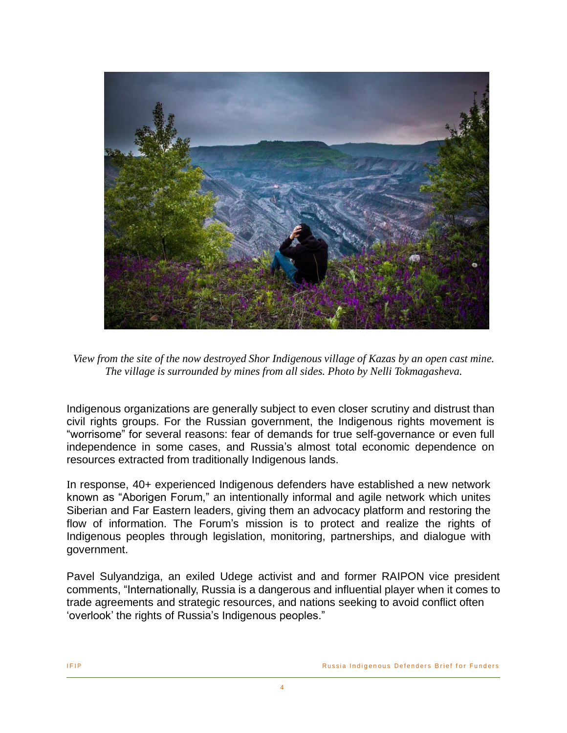*View from the site of the now destroyed Shor Indigenous village of Kazas by an open cast mine. The village is surrounded by mines from all sides. Photo by Nelli Tokmagasheva.*

Indigenous organizations are generally subject to even closer scrutiny and distrust than civil rights groups. For the Russian government, the Indigenous rights movement is “worrisome” for several reasons: fear of demands for true self-governance or even full independence in some cases, and Russia’s almost total economic dependence on resources extracted from traditionally Indigenous lands.

In response, 40+ experienced Indigenous defenders have established a new network known as “Aborigen Forum,” an intentionally informal and agile network which unites Siberian and Far Eastern leaders, giving them an advocacy platform and restoring the flow of information. The Forum’s mission is to protect and realize the rights of Indigenous peoples through legislation, monitoring, partnerships, and dialogue with government.

Pavel Sulyandziga, an exiled Udege activist and and former RAIPON vice president comments, “Internationally, Russia is a dangerous and influential player when it comes to trade agreements and strategic resources, and nations seeking to avoid conflict often ‘overlook’ the rights of Russia’s Indigenous peoples.”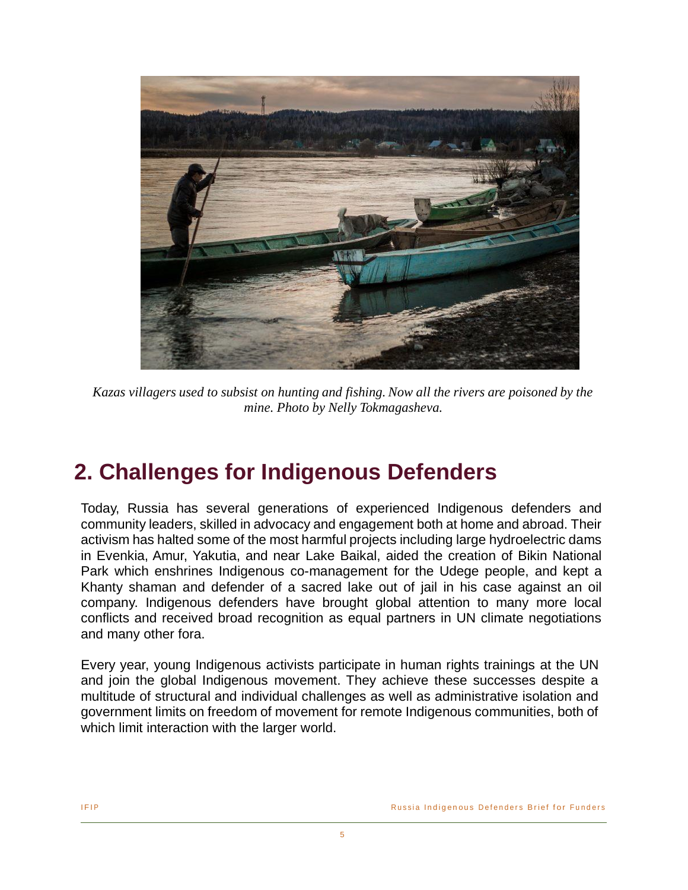*Kazas villagers used to subsist on hunting and fishing. Now all the rivers are poisoned by the mine. Photo by Nelly Tokmagasheva.*

## 2. Challenges for Indigenous Defenders

Today, Russia has several generations of experienced Indigenous defenders and community leaders, skilled in advocacy and engagement both at home and abroad. Their activism has halted some of the most harmful projects including large hydroelectric dams in Evenkia, Amur, Yakutia, and near Lake Baikal, aided the creation of Bikin National Park which enshrines Indigenous co-management for the Udege people, and kept a Khanty shaman and defender of a sacred lake out of jail in his case against an oil company. Indigenous defenders have brought global attention to many more local conflicts and received broad recognition as equal partners in UN climate negotiations and many other fora.

Every year, young Indigenous activists participate in human rights trainings at the UN and join the global Indigenous movement. They achieve these successes despite a multitude of structural and individual challenges as well as administrative isolation and government limits on freedom of movement for remote Indigenous communities, both of which limit interaction with the larger world.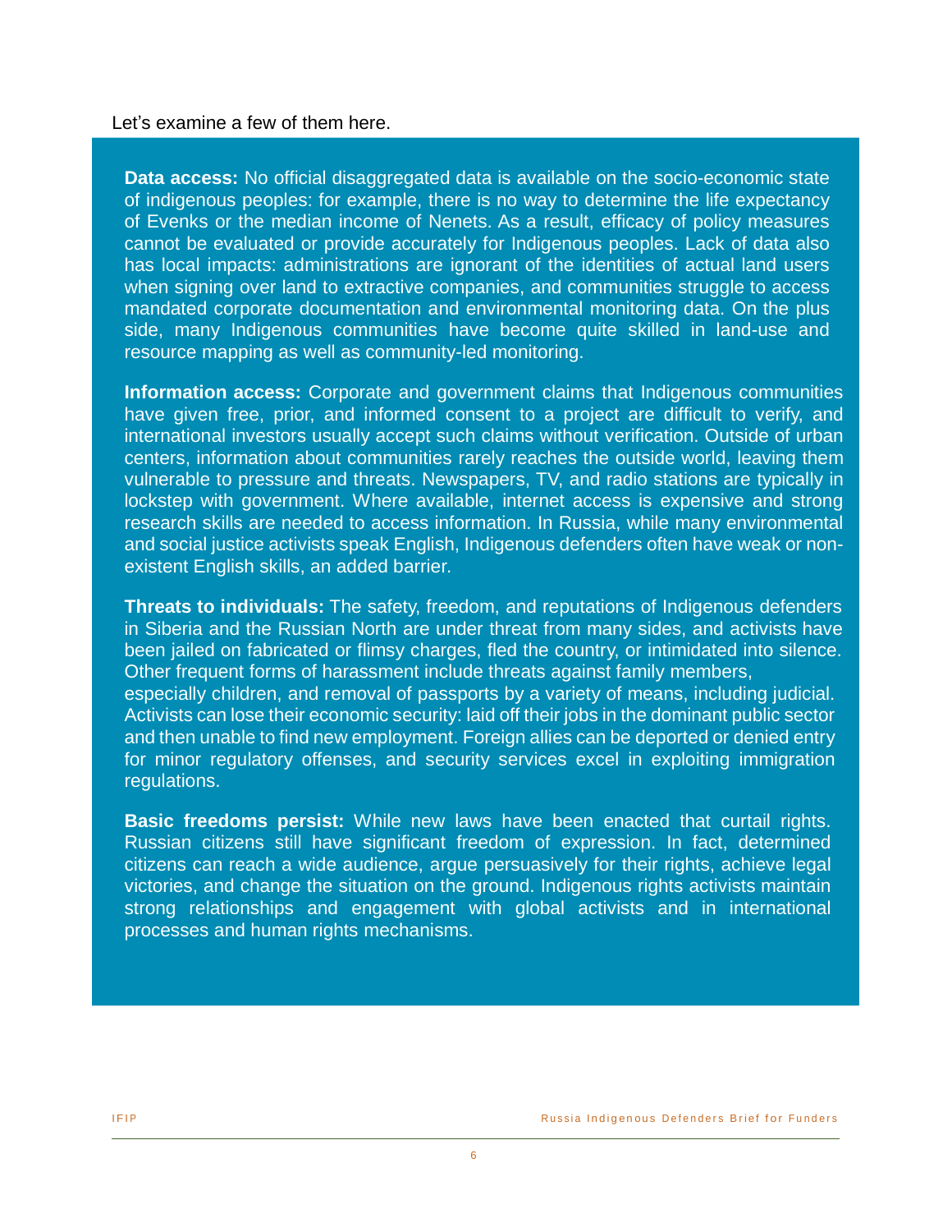Let's examine a few of them here.

**Data access:** No official disaggregated data is available on the socio-economic state of indigenous peoples: for example, there is no way to determine the life expectancy of Evenks or the median income of Nenets. As a result, efficacy of policy measures cannot be evaluated or provide accurately for Indigenous peoples. Lack of data also has local impacts: administrations are ignorant of the identities of actual land users when signing over land to extractive companies, and communities struggle to access mandated corporate documentation and environmental monitoring data. On the plus side, many Indigenous communities have become quite skilled in land-use and resource mapping as well as community-led monitoring.

**Information access:** Corporate and government claims that Indigenous communities have given free, prior, and informed consent to a project are difficult to verify, and international investors usually accept such claims without verification. Outside of urban centers, information about communities rarely reaches the outside world, leaving them vulnerable to pressure and threats. Newspapers, TV, and radio stations are typically in lockstep with government. Where available, internet access is expensive and strong research skills are needed to access information. In Russia, while many environmental and social justice activists speak English, Indigenous defenders often have weak or non-existent English skills, an added barrier.

**Threats to individuals:** The safety, freedom, and reputations of Indigenous defenders in Siberia and the Russian North are under threat from many sides, and activists have been jailed on fabricated or flimsy charges, fled the country, or intimidated into silence. Other frequent forms of harassment include threats against family members, especially children, and removal of passports by a variety of means, including judicial. Activists can lose their economic security: laid off their jobs in the dominant public sector and then unable to find new employment. Foreign allies can be deported or denied entry for minor regulatory offenses, and security services excel in exploiting immigration regulations.

**Basic freedoms persist:** While new laws have been enacted that curtail rights. Russian citizens still have significant freedom of expression. In fact, determined citizens can reach a wide audience, argue persuasively for their rights, achieve legal victories, and change the situation on the ground. Indigenous rights activists maintain strong relationships and engagement with global activists and in international processes and human rights mechanisms.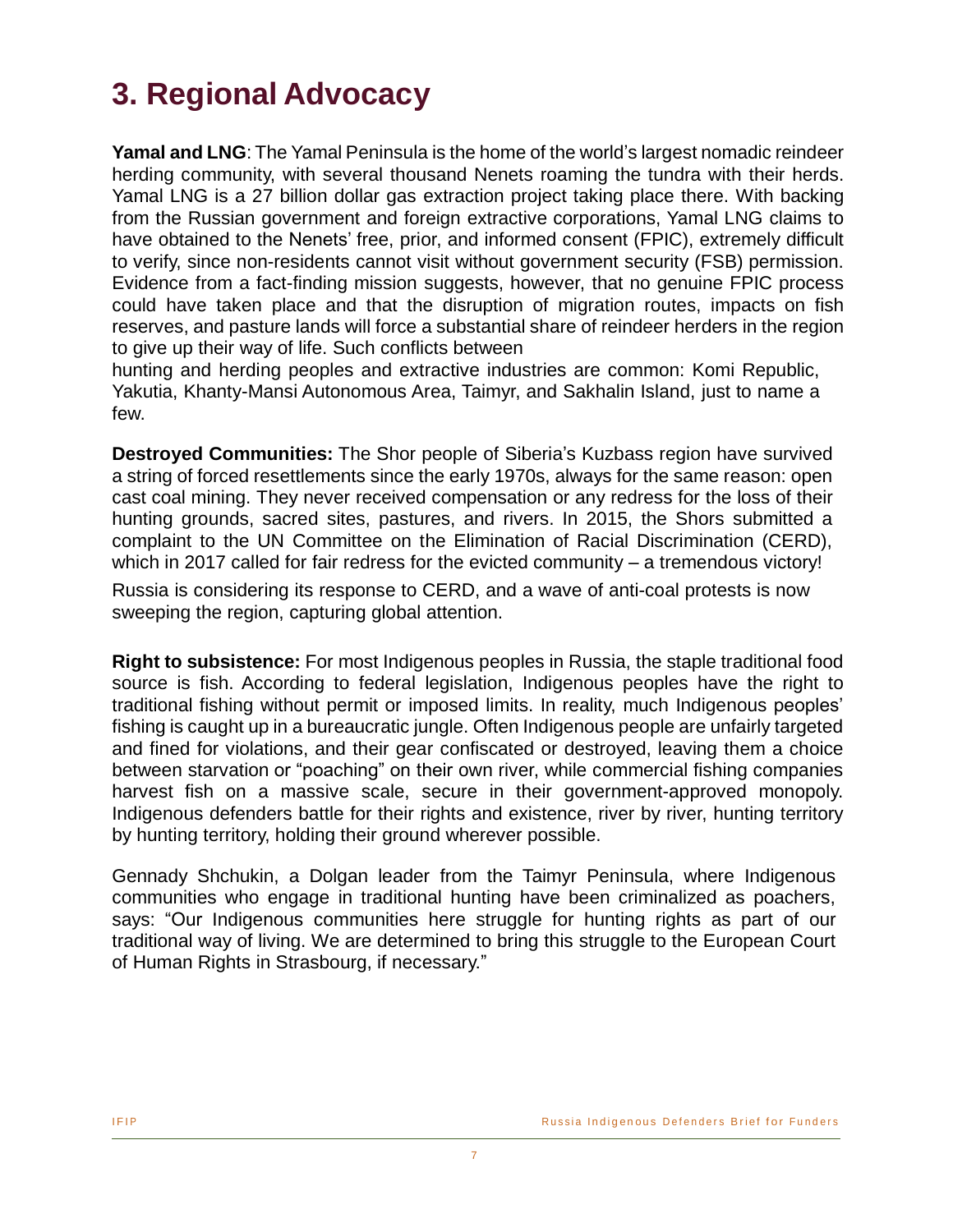# 3. Regional Advocacy

**Yamal and LNG**: The Yamal Peninsula is the home of the world's largest nomadic reindeer herding community, with several thousand Nenets roaming the tundra with their herds. Yamal LNG is a 27 billion dollar gas extraction project taking place there. With backing from the Russian government and foreign extractive corporations, Yamal LNG claims to have obtained to the Nenets' free, prior, and informed consent (FPIC), extremely difficult to verify, since non-residents cannot visit without government security (FSB) permission. Evidence from a fact-finding mission suggests, however, that no genuine FPIC process could have taken place and that the disruption of migration routes, impacts on fish reserves, and pasture lands will force a substantial share of reindeer herders in the region to give up their way of life. Such conflicts between hunting and herding peoples and extractive industries are common: Komi Republic, Yakutia, Khanty-Mansi Autonomous Area, Taimyr, and Sakhalin Island, just to name a few.

**Destroyed Communities:** The Shor people of Siberia's Kuzbass region have survived a string of forced resettlements since the early 1970s, always for the same reason: open cast coal mining. They never received compensation or any redress for the loss of their hunting grounds, sacred sites, pastures, and rivers. In 2015, the Shors submitted a complaint to the UN Committee on the Elimination of Racial Discrimination (CERD), which in 2017 called for fair redress for the evicted community – a tremendous victory!

Russia is considering its response to CERD, and a wave of anti-coal protests is now sweeping the region, capturing global attention.

**Right to subsistence:** For most Indigenous peoples in Russia, the staple traditional food source is fish. According to federal legislation, Indigenous peoples have the right to traditional fishing without permit or imposed limits. In reality, much Indigenous peoples' fishing is caught up in a bureaucratic jungle. Often Indigenous people are unfairly targeted and fined for violations, and their gear confiscated or destroyed, leaving them a choice between starvation or "poaching" on their own river, while commercial fishing companies harvest fish on a massive scale, secure in their government-approved monopoly. Indigenous defenders battle for their rights and existence, river by river, hunting territory by hunting territory, holding their ground wherever possible.

Gennady Shchukin, a Dolgan leader from the Taimyr Peninsula, where Indigenous communities who engage in traditional hunting have been criminalized as poachers, says: "Our Indigenous communities here struggle for hunting rights as part of our traditional way of living. We are determined to bring this struggle to the European Court of Human Rights in Strasbourg, if necessary."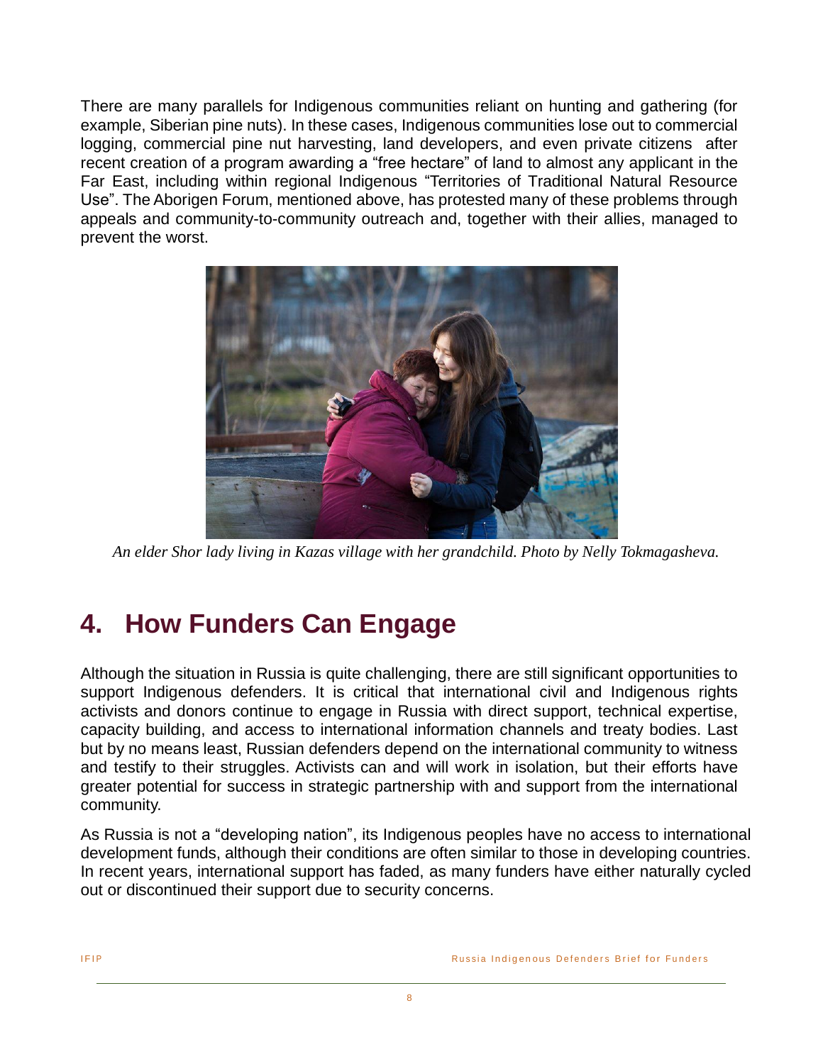There are many parallels for Indigenous communities reliant on hunting and gathering (for example, Siberian pine nuts). In these cases, Indigenous communities lose out to commercial logging, commercial pine nut harvesting, land developers, and even private citizens after recent creation of a program awarding a "free hectare" of land to almost any applicant in the Far East, including within regional Indigenous "Territories of Traditional Natural Resource Use". The Aborigen Forum, mentioned above, has protested many of these problems through appeals and community-to-community outreach and, together with their allies, managed to prevent the worst.

*An elder Shor lady living in Kazas village with her grandchild. Photo by Nelly Tokmagasheva.*

## 4. How Funders Can Engage

Although the situation in Russia is quite challenging, there are still significant opportunities to support Indigenous defenders. It is critical that international civil and Indigenous rights activists and donors continue to engage in Russia with direct support, technical expertise, capacity building, and access to international information channels and treaty bodies. Last but by no means least, Russian defenders depend on the international community to witness and testify to their struggles. Activists can and will work in isolation, but their efforts have greater potential for success in strategic partnership with and support from the international community.

As Russia is not a "developing nation", its Indigenous peoples have no access to international development funds, although their conditions are often similar to those in developing countries. In recent years, international support has faded, as many funders have either naturally cycled out or discontinued their support due to security concerns.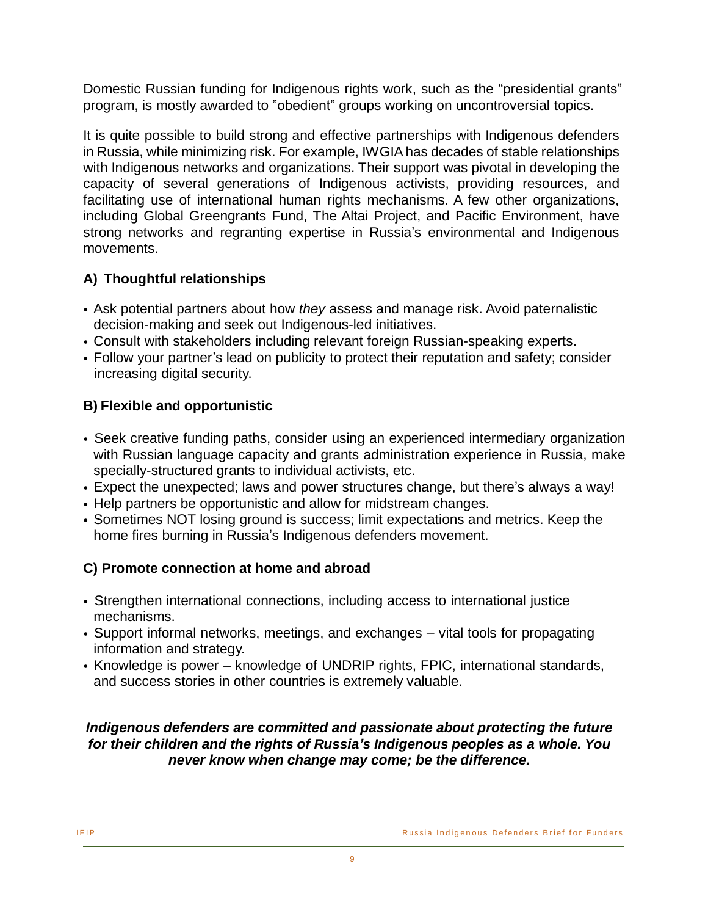Domestic Russian funding for Indigenous rights work, such as the "presidential grants" program, is mostly awarded to "obedient" groups working on uncontroversial topics.

It is quite possible to build strong and effective partnerships with Indigenous defenders in Russia, while minimizing risk. For example, IWGIA has decades of stable relationships with Indigenous networks and organizations. Their support was pivotal in developing the capacity of several generations of Indigenous activists, providing resources, and facilitating use of international human rights mechanisms. A few other organizations, including Global Greengrants Fund, The Altai Project, and Pacific Environment, have strong networks and regranting expertise in Russia's environmental and Indigenous movements.

### A) Thoughtful relationships

- Ask potential partners about how *they* assess and manage risk. Avoid paternalistic decision-making and seek out Indigenous-led initiatives.
- Consult with stakeholders including relevant foreign Russian-speaking experts.
- Follow your partner's lead on publicity to protect their reputation and safety; consider increasing digital security.

### B) Flexible and opportunistic

- Seek creative funding paths, consider using an experienced intermediary organization with Russian language capacity and grants administration experience in Russia, make specially-structured grants to individual activists, etc.
- Expect the unexpected; laws and power structures change, but there's always a way!
- Help partners be opportunistic and allow for midstream changes.
- Sometimes NOT losing ground is success; limit expectations and metrics. Keep the home fires burning in Russia's Indigenous defenders movement.

### C) Promote connection at home and abroad

- Strengthen international connections, including access to international justice mechanisms.
- Support informal networks, meetings, and exchanges – vital tools for propagating information and strategy.
- Knowledge is power – knowledge of UNDRIP rights, FPIC, international standards, and success stories in other countries is extremely valuable.

***Indigenous defenders are committed and passionate about protecting the future for their children and the rights of Russia's Indigenous peoples as a whole. You never know when change may come; be the difference.***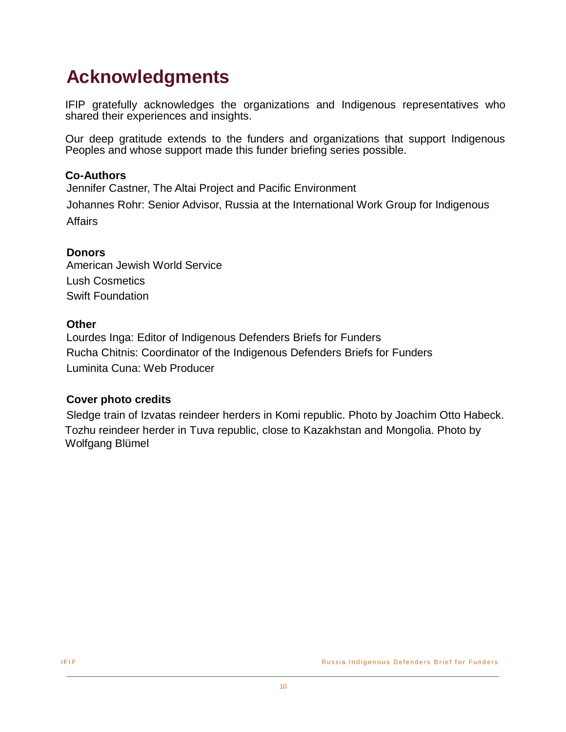# Acknowledgments

IFIP gratefully acknowledges the organizations and Indigenous representatives who shared their experiences and insights.

Our deep gratitude extends to the funders and organizations that support Indigenous Peoples and whose support made this funder briefing series possible.

**Co-Authors**

Jennifer Castner, The Altai Project and Pacific Environment

Johannes Rohr: Senior Advisor, Russia at the International Work Group for Indigenous Affairs

**Donors**

American Jewish World Service

Lush Cosmetics

Swift Foundation

**Other**

Lourdes Inga: Editor of Indigenous Defenders Briefs for Funders

Rucha Chitnis: Coordinator of the Indigenous Defenders Briefs for Funders

Luminita Cuna: Web Producer

**Cover photo credits**

Sledge train of Izvatas reindeer herders in Komi republic. Photo by Joachim Otto Habeck.

Tozhu reindeer herder in Tuva republic, close to Kazakhstan and Mongolia. Photo by Wolfgang Blümel